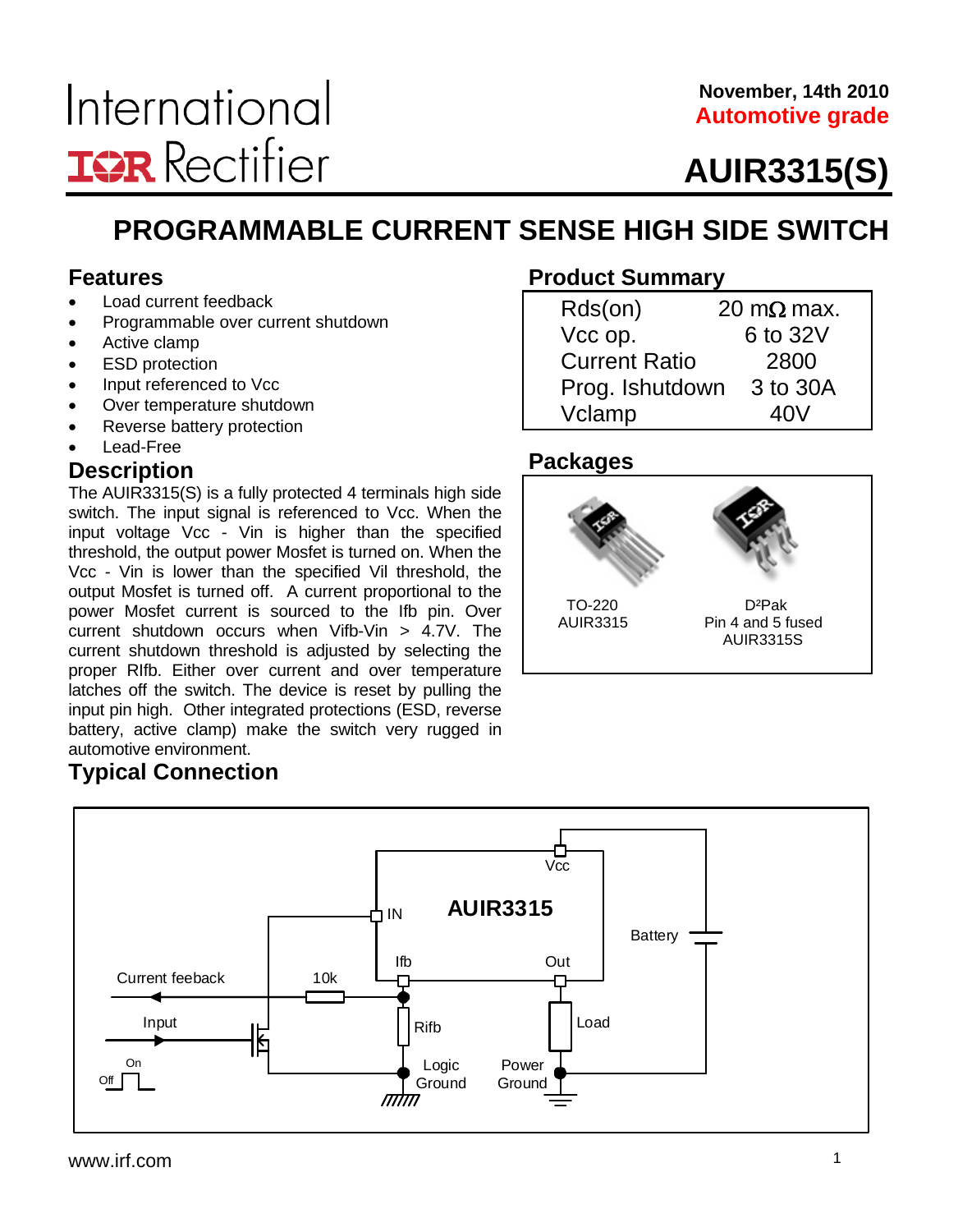International
IOR Rectifier

November, 14th 2010
**Automotive grade**

# AUIR3315(S)

## PROGRAMMABLE CURRENT SENSE HIGH SIDE SWITCH

### Features

- Load current feedback
- Programmable over current shutdown
- Active clamp
- ESD protection
- Input referenced to Vcc
- Over temperature shutdown
- Reverse battery protection
- Lead-Free

### Product Summary

| | |
|---|---|
| Rds(on) | 20 mΩ max. |
| Vcc op. | 6 to 32V |
| Current Ratio | 2800 |
| Prog. Ishutdown | 3 to 30A |
| Vclamp | 40V |

### Packages

TO-220
AUIR3315

D²Pak
Pin 4 and 5 fused
AUIR3315S

### Description

The AUIR3315(S) is a fully protected 4 terminals high side switch. The input signal is referenced to Vcc. When the input voltage Vcc - Vin is higher than the specified threshold, the output power Mosfet is turned on. When the Vcc - Vin is lower than the specified Vil threshold, the output Mosfet is turned off. A current proportional to the power Mosfet current is sourced to the Ifb pin. Over current shutdown occurs when Vifb-Vin > 4.7V. The current shutdown threshold is adjusted by selecting the proper RIfb. Either over current and over temperature latches off the switch. The device is reset by pulling the input pin high. Other integrated protections (ESD, reverse battery, active clamp) make the switch very rugged in automotive environment.

### Typical Connection

AUIR3315 — Vcc, IN, Ifb, Out — Battery — Current feeback — 10k — Input — On — Off — Rifb — Logic Ground — Power Ground — Load

www.irf.com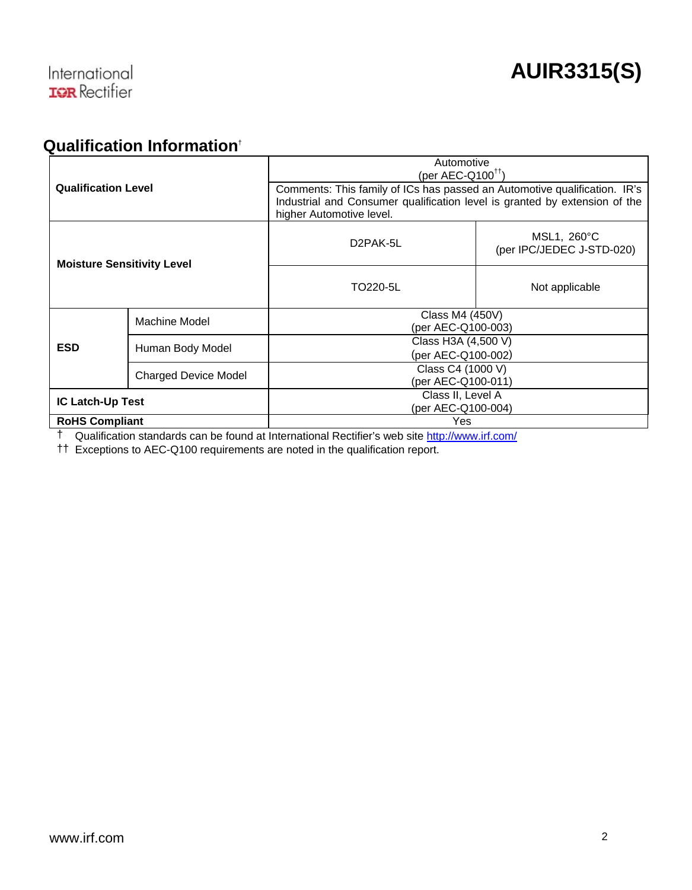## Qualification Information†

| | | | |
|---|---|---|---|
| **Qualification Level** | | Automotive (per AEC-Q100††) | |
| | | Comments: This family of ICs has passed an Automotive qualification. IR's Industrial and Consumer qualification level is granted by extension of the higher Automotive level. | |
| **Moisture Sensitivity Level** | | D2PAK-5L | MSL1, 260°C (per IPC/JEDEC J-STD-020) |
| | | TO220-5L | Not applicable |
| **ESD** | Machine Model | Class M4 (450V) (per AEC-Q100-003) | |
| | Human Body Model | Class H3A (4,500 V) (per AEC-Q100-002) | |
| | Charged Device Model | Class C4 (1000 V) (per AEC-Q100-011) | |
| **IC Latch-Up Test** | | Class II, Level A (per AEC-Q100-004) | |
| **RoHS Compliant** | | Yes | |

† Qualification standards can be found at International Rectifier's web site http://www.irf.com/

†† Exceptions to AEC-Q100 requirements are noted in the qualification report.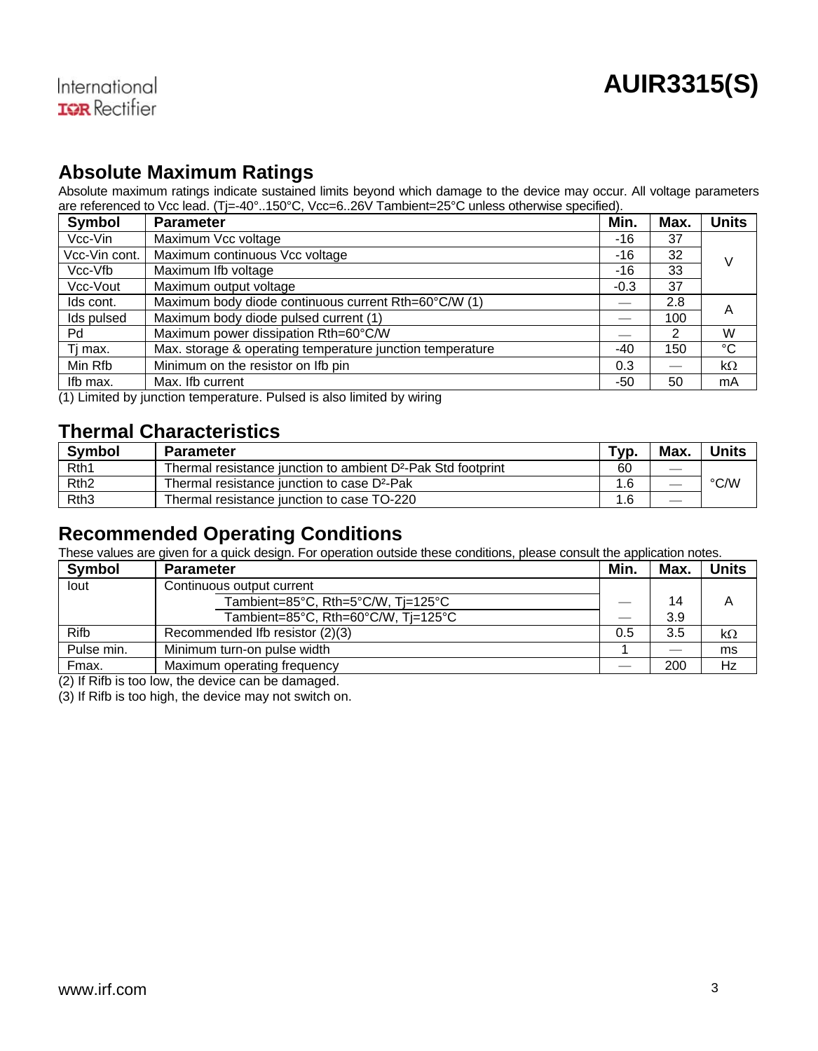## Absolute Maximum Ratings

Absolute maximum ratings indicate sustained limits beyond which damage to the device may occur. All voltage parameters are referenced to Vcc lead. (Tj=-40°..150°C, Vcc=6..26V Tambient=25°C unless otherwise specified).

| Symbol | Parameter | Min. | Max. | Units |
|---|---|---|---|---|
| Vcc-Vin | Maximum Vcc voltage | -16 | 37 | V |
| Vcc-Vin cont. | Maximum continuous Vcc voltage | -16 | 32 | |
| Vcc-Vfb | Maximum Ifb voltage | -16 | 33 | |
| Vcc-Vout | Maximum output voltage | -0.3 | 37 | |
| Ids cont. | Maximum body diode continuous current Rth=60°C/W (1) | — | 2.8 | A |
| Ids pulsed | Maximum body diode pulsed current (1) | — | 100 | |
| Pd | Maximum power dissipation Rth=60°C/W | — | 2 | W |
| Tj max. | Max. storage & operating temperature junction temperature | -40 | 150 | °C |
| Min Rfb | Minimum on the resistor on Ifb pin | 0.3 | — | kΩ |
| Ifb max. | Max. Ifb current | -50 | 50 | mA |

(1) Limited by junction temperature. Pulsed is also limited by wiring

## Thermal Characteristics

| Symbol | Parameter | Typ. | Max. | Units |
|---|---|---|---|---|
| Rth1 | Thermal resistance junction to ambient D²-Pak Std footprint | 60 | — | °C/W |
| Rth2 | Thermal resistance junction to case D²-Pak | 1.6 | — | |
| Rth3 | Thermal resistance junction to case TO-220 | 1.6 | — | |

## Recommended Operating Conditions

These values are given for a quick design. For operation outside these conditions, please consult the application notes.

| Symbol | Parameter | Min. | Max. | Units |
|---|---|---|---|---|
| Iout | Continuous output current | | | A |
| | Tambient=85°C, Rth=5°C/W, Tj=125°C | — | 14 | |
| | Tambient=85°C, Rth=60°C/W, Tj=125°C | — | 3.9 | |
| Rifb | Recommended Ifb resistor (2)(3) | 0.5 | 3.5 | kΩ |
| Pulse min. | Minimum turn-on pulse width | 1 | — | ms |
| Fmax. | Maximum operating frequency | — | 200 | Hz |

(2) If Rifb is too low, the device can be damaged.

(3) If Rifb is too high, the device may not switch on.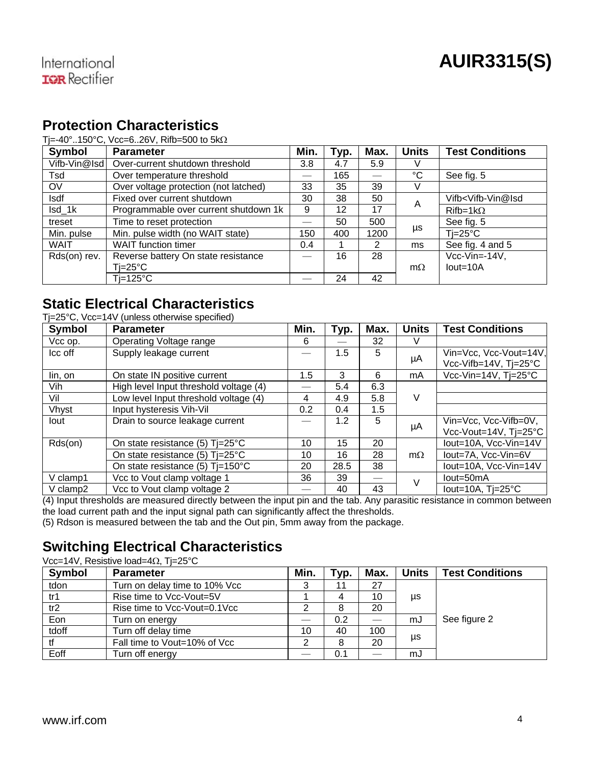## Protection Characteristics

Tj=-40°..150°C, Vcc=6..26V, Rifb=500 to 5kΩ

| Symbol | Parameter | Min. | Typ. | Max. | Units | Test Conditions |
|---|---|---|---|---|---|---|
| Vifb-Vin@Isd | Over-current shutdown threshold | 3.8 | 4.7 | 5.9 | V | |
| Tsd | Over temperature threshold | — | 165 | — | °C | See fig. 5 |
| OV | Over voltage protection (not latched) | 33 | 35 | 39 | V | |
| Isdf | Fixed over current shutdown | 30 | 38 | 50 | A | Vifb<Vifb-Vin@Isd |
| Isd_1k | Programmable over current shutdown 1k | 9 | 12 | 17 | A | Rifb=1kΩ |
| treset | Time to reset protection | — | 50 | 500 | µs | See fig. 5 |
| Min. pulse | Min. pulse width (no WAIT state) | 150 | 400 | 1200 | µs | Tj=25°C |
| WAIT | WAIT function timer | 0.4 | 1 | 2 | ms | See fig. 4 and 5 |
| Rds(on) rev. | Reverse battery On state resistance Tj=25°C | — | 16 | 28 | mΩ | Vcc-Vin=-14V, Iout=10A |
| | Tj=125°C | — | 24 | 42 | mΩ | |

## Static Electrical Characteristics

Tj=25°C, Vcc=14V (unless otherwise specified)

| Symbol | Parameter | Min. | Typ. | Max. | Units | Test Conditions |
|---|---|---|---|---|---|---|
| Vcc op. | Operating Voltage range | 6 | — | 32 | V | |
| Icc off | Supply leakage current | — | 1.5 | 5 | µA | Vin=Vcc, Vcc-Vout=14V, Vcc-Vifb=14V, Tj=25°C |
| Iin, on | On state IN positive current | 1.5 | 3 | 6 | mA | Vcc-Vin=14V, Tj=25°C |
| Vih | High level Input threshold voltage (4) | — | 5.4 | 6.3 | V | |
| Vil | Low level Input threshold voltage (4) | 4 | 4.9 | 5.8 | V | |
| Vhyst | Input hysteresis Vih-Vil | 0.2 | 0.4 | 1.5 | V | |
| Iout | Drain to source leakage current | — | 1.2 | 5 | µA | Vin=Vcc, Vcc-Vifb=0V, Vcc-Vout=14V, Tj=25°C |
| Rds(on) | On state resistance (5) Tj=25°C | 10 | 15 | 20 | mΩ | Iout=10A, Vcc-Vin=14V |
| | On state resistance (5) Tj=25°C | 10 | 16 | 28 | mΩ | Iout=7A, Vcc-Vin=6V |
| | On state resistance (5) Tj=150°C | 20 | 28.5 | 38 | mΩ | Iout=10A, Vcc-Vin=14V |
| V clamp1 | Vcc to Vout clamp voltage 1 | 36 | 39 | — | V | Iout=50mA |
| V clamp2 | Vcc to Vout clamp voltage 2 | — | 40 | 43 | V | Iout=10A, Tj=25°C |

(4) Input thresholds are measured directly between the input pin and the tab. Any parasitic resistance in common between the load current path and the input signal path can significantly affect the thresholds.
(5) Rdson is measured between the tab and the Out pin, 5mm away from the package.

## Switching Electrical Characteristics

Vcc=14V, Resistive load=4Ω, Tj=25°C

| Symbol | Parameter | Min. | Typ. | Max. | Units | Test Conditions |
|---|---|---|---|---|---|---|
| tdon | Turn on delay time to 10% Vcc | 3 | 11 | 27 | µs | See figure 2 |
| tr1 | Rise time to Vcc-Vout=5V | 1 | 4 | 10 | µs | |
| tr2 | Rise time to Vcc-Vout=0.1Vcc | 2 | 8 | 20 | µs | |
| Eon | Turn on energy | — | 0.2 | — | mJ | |
| tdoff | Turn off delay time | 10 | 40 | 100 | µs | |
| tf | Fall time to Vout=10% of Vcc | 2 | 8 | 20 | µs | |
| Eoff | Turn off energy | — | 0.1 | — | mJ | |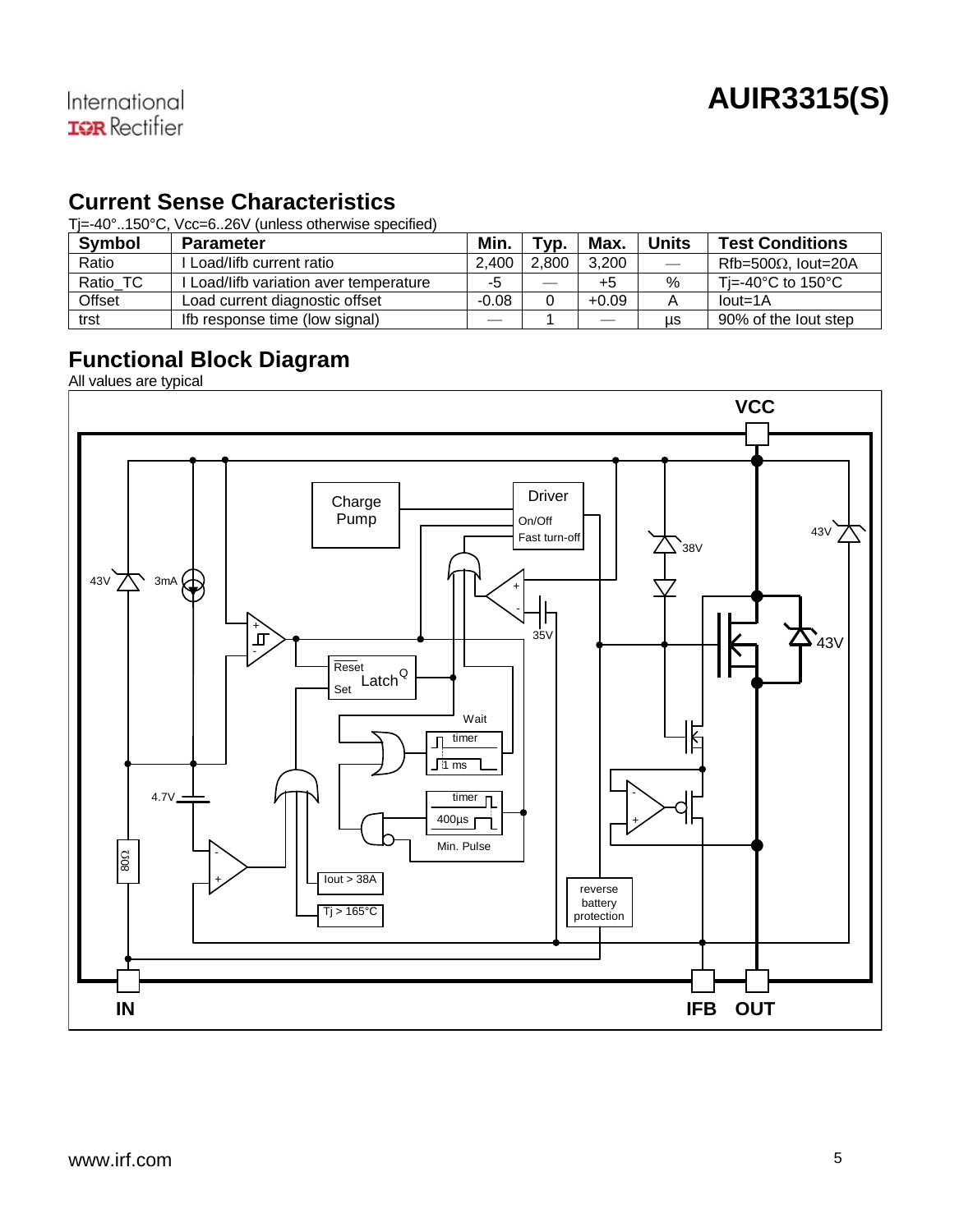## Current Sense Characteristics

Tj=-40°..150°C, Vcc=6..26V (unless otherwise specified)

| Symbol | Parameter | Min. | Typ. | Max. | Units | Test Conditions |
|---|---|---|---|---|---|---|
| Ratio | I Load/Iifb current ratio | 2,400 | 2,800 | 3,200 | — | Rfb=500Ω, Iout=20A |
| Ratio_TC | I Load/Iifb variation aver temperature | -5 | — | +5 | % | Tj=-40°C to 150°C |
| Offset | Load current diagnostic offset | -0.08 | 0 | +0.09 | A | Iout=1A |
| trst | Ifb response time (low signal) | — | 1 | — | µs | 90% of the Iout step |

## Functional Block Diagram

All values are typical

VCC

Charge Pump

Driver
On/Off
Fast turn-off

43V 3mA

38V 43V

35V

43V

Reset Latch Q
Set

Wait timer 1 ms

timer 400µs

Min. Pulse

4.7V

80Ω

Iout > 38A

Tj > 165°C

reverse battery protection

IN IFB OUT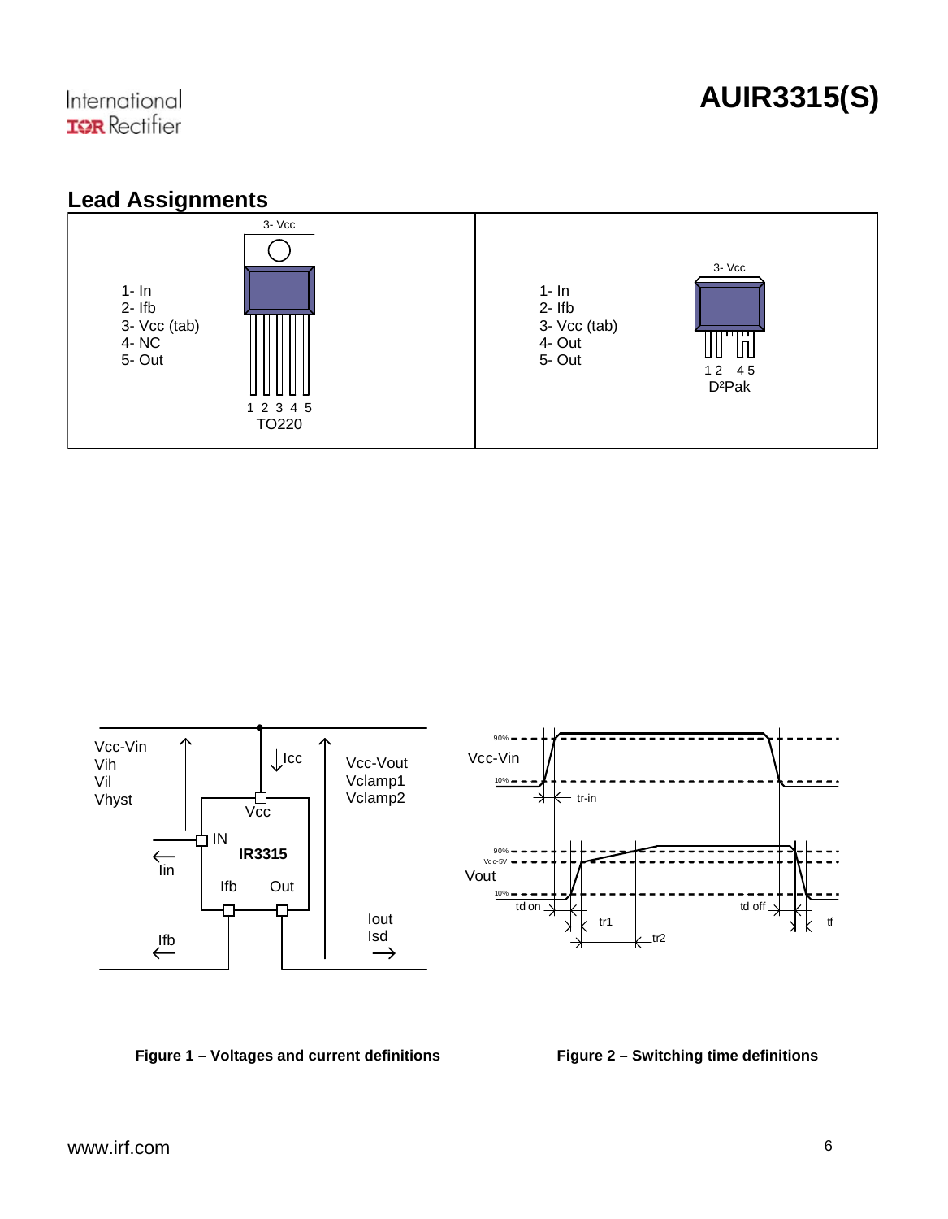## Lead Assignments

| TO220 | D²Pak |
|---|---|
| 1- In | 1- In |
| 2- Ifb | 2- Ifb |
| 3- Vcc (tab) | 3- Vcc (tab) |
| 4- NC | 4- Out |
| 5- Out | 5- Out |

**Figure 1 – Voltages and current definitions**

**Figure 2 – Switching time definitions**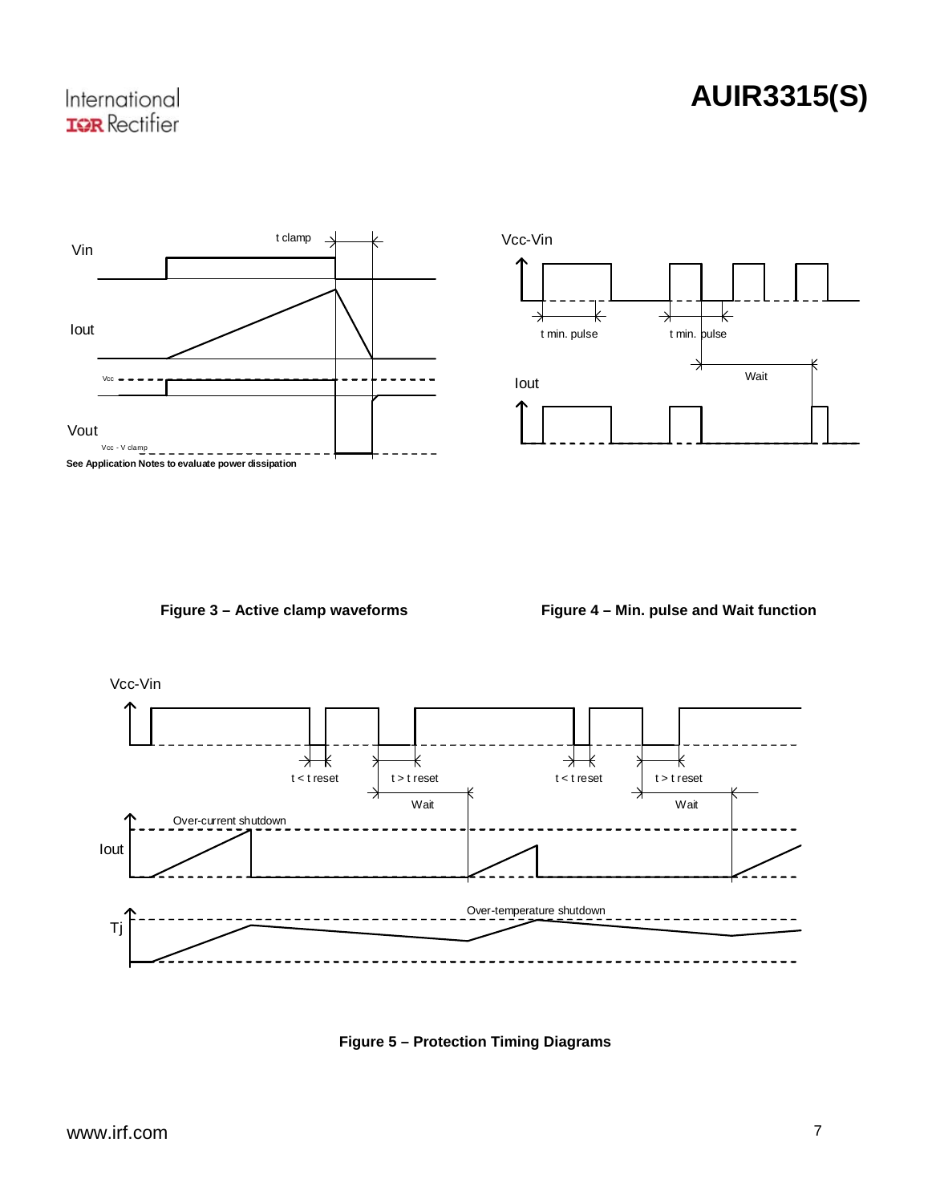Vin

t clamp

Iout

Vcc

Vout

Vcc - V clamp

**See Application Notes to evaluate power dissipation**

**Figure 3 – Active clamp waveforms**

Vcc-Vin

t min. pulse

t min. pulse

Wait

Iout

**Figure 4 – Min. pulse and Wait function**

Vcc-Vin

t < t reset

t > t reset

t < t reset

t > t reset

Wait

Wait

Over-current shutdown

Iout

Over-temperature shutdown

Tj

**Figure 5 – Protection Timing Diagrams**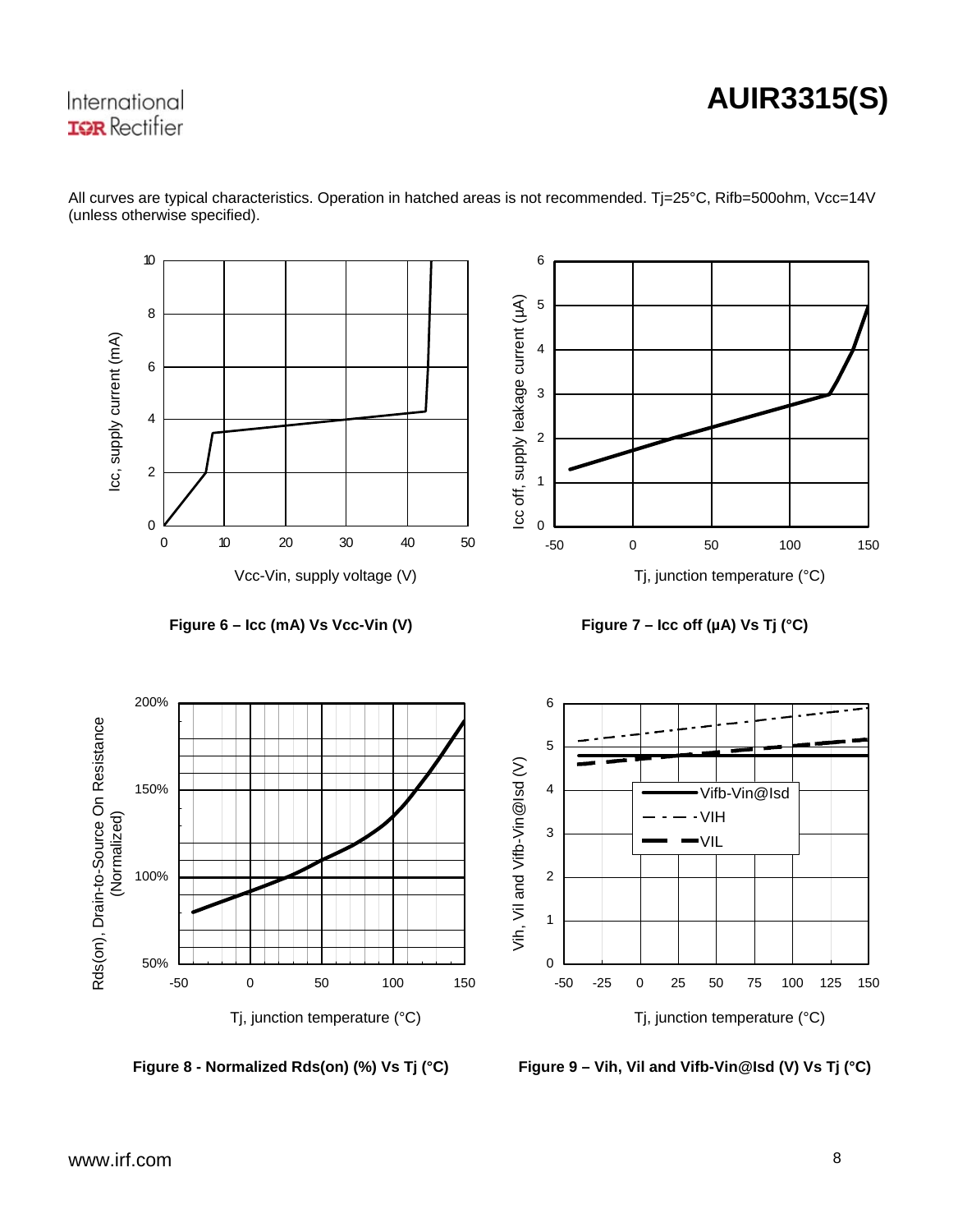All curves are typical characteristics. Operation in hatched areas is not recommended. Tj=25°C, Rifb=500ohm, Vcc=14V (unless otherwise specified).

**Figure 6 – Icc (mA) Vs Vcc-Vin (V)**

**Figure 7 – Icc off (µA) Vs Tj (°C)**

**Figure 8 - Normalized Rds(on) (%) Vs Tj (°C)**

**Figure 9 – Vih, Vil and Vifb-Vin@Isd (V) Vs Tj (°C)**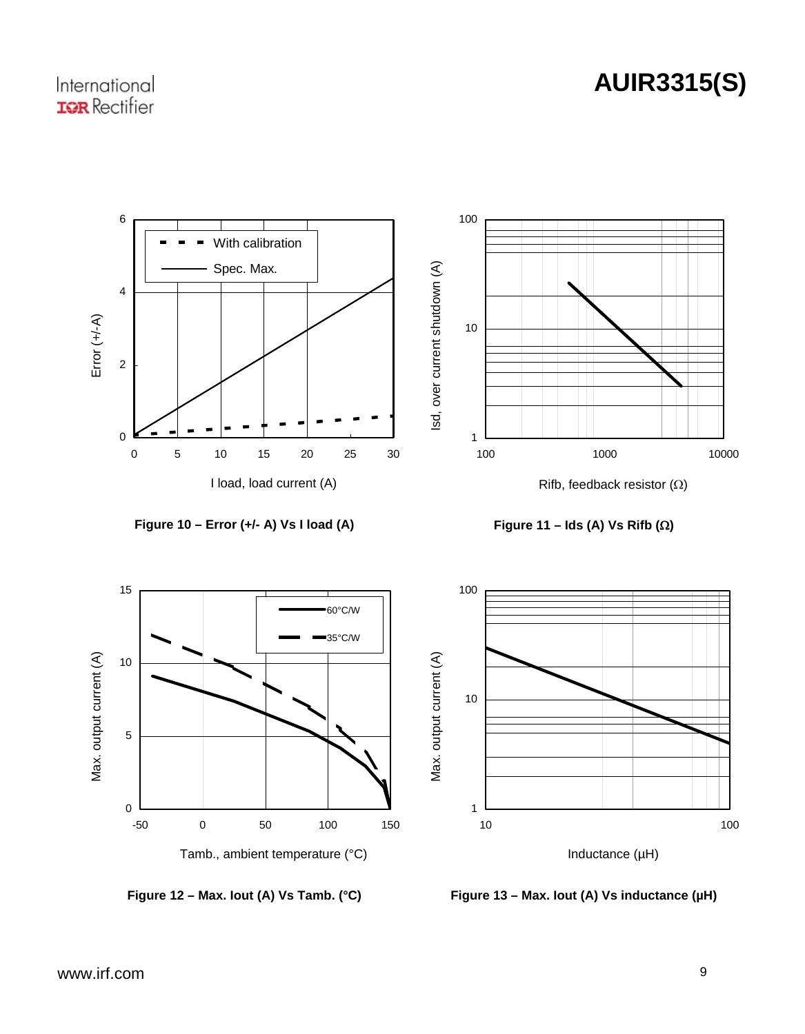Figure 10 – Error (+/- A) Vs I load (A)

Figure 11 – Ids (A) Vs Rifb (Ω)

Figure 12 – Max. Iout (A) Vs Tamb. (°C)

Figure 13 – Max. Iout (A) Vs inductance (µH)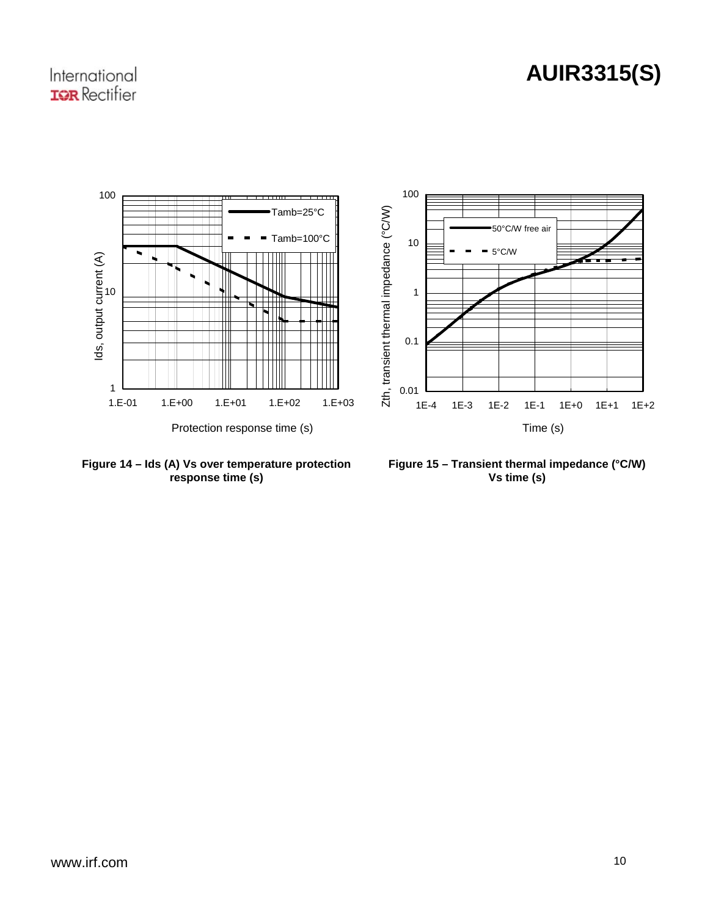Figure 14 – Ids (A) Vs over temperature protection response time (s)

Figure 15 – Transient thermal impedance (°C/W) Vs time (s)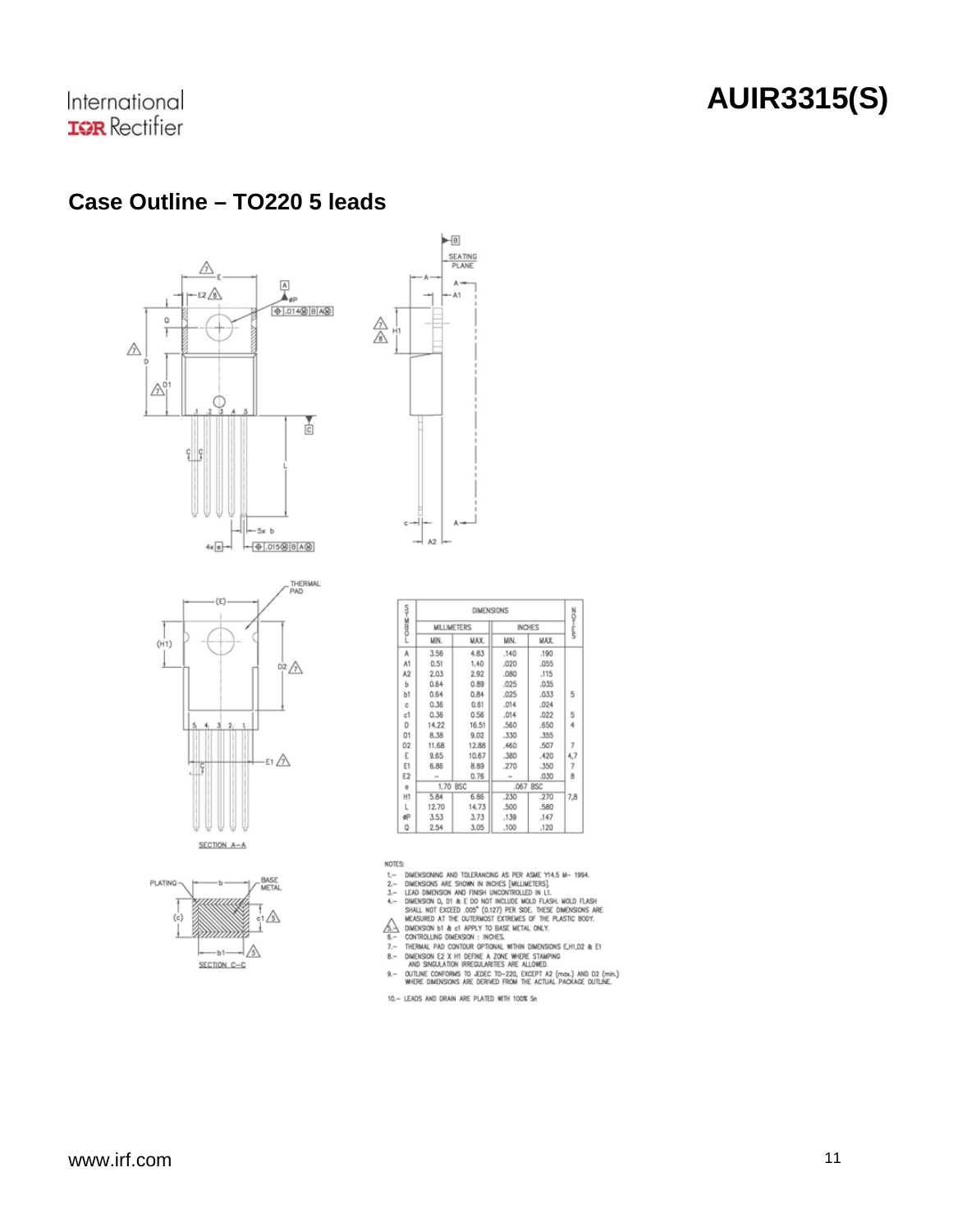## Case Outline – TO220 5 leads

| SYMBOL | DIMENSIONS | | | | NOTES |
|---|---|---|---|---|---|
| | MILLIMETERS | | INCHES | | |
| | MIN. | MAX. | MIN. | MAX. | |
| A | 3.56 | 4.83 | .140 | .190 | |
| A1 | 0.51 | 1.40 | .020 | .055 | |
| A2 | 2.03 | 2.92 | .080 | .115 | |
| b | 0.64 | 0.89 | .025 | .035 | |
| b1 | 0.64 | 0.84 | .025 | .033 | 5 |
| c | 0.36 | 0.61 | .014 | .024 | |
| c1 | 0.36 | 0.56 | .014 | .022 | 5 |
| D | 14.22 | 16.51 | .560 | .650 | 4 |
| D1 | 8.38 | 9.02 | .330 | .355 | |
| D2 | 11.68 | 12.88 | .460 | .507 | 7 |
| E | 9.65 | 10.67 | .380 | .420 | 4,7 |
| E1 | 6.86 | 8.89 | .270 | .350 | 7 |
| E2 | – | 0.76 | – | .030 | 8 |
| e | 1.70 BSC | | .067 BSC | | |
| H1 | 5.84 | 6.86 | .230 | .270 | 7,8 |
| L | 12.70 | 14.73 | .500 | .580 | |
| øP | 3.53 | 3.73 | .139 | .147 | |
| Q | 2.54 | 3.05 | .100 | .120 | |

NOTES:

1.– DIMENSIONING AND TOLERANCING AS PER ASME Y14.5 M– 1994.
2.– DIMENSIONS ARE SHOWN IN INCHES [MILLIMETERS].
3.– LEAD DIMENSION AND FINISH UNCONTROLLED IN L1.
4.– DIMENSION D, D1 & E DO NOT INCLUDE MOLD FLASH. MOLD FLASH SHALL NOT EXCEED .005" (0.127) PER SIDE. THESE DIMENSIONS ARE MEASURED AT THE OUTERMOST EXTREMES OF THE PLASTIC BODY.
5.– DIMENSION b1 & c1 APPLY TO BASE METAL ONLY.
6.– CONTROLLING DIMENSION : INCHES.
7.– THERMAL PAD CONTOUR OPTIONAL WITHIN DIMENSIONS E,H1,D2 & E1
8.– DIMENSION E2 X H1 DEFINE A ZONE WHERE STAMPING AND SINGULATION IRREGULARITIES ARE ALLOWED.
9.– OUTLINE CONFORMS TO JEDEC TO-220, EXCEPT A2 (max.) AND D2 (min.) WHERE DIMENSIONS ARE DERIVED FROM THE ACTUAL PACKAGE OUTLINE.
10.– LEADS AND DRAIN ARE PLATED WITH 100% Sn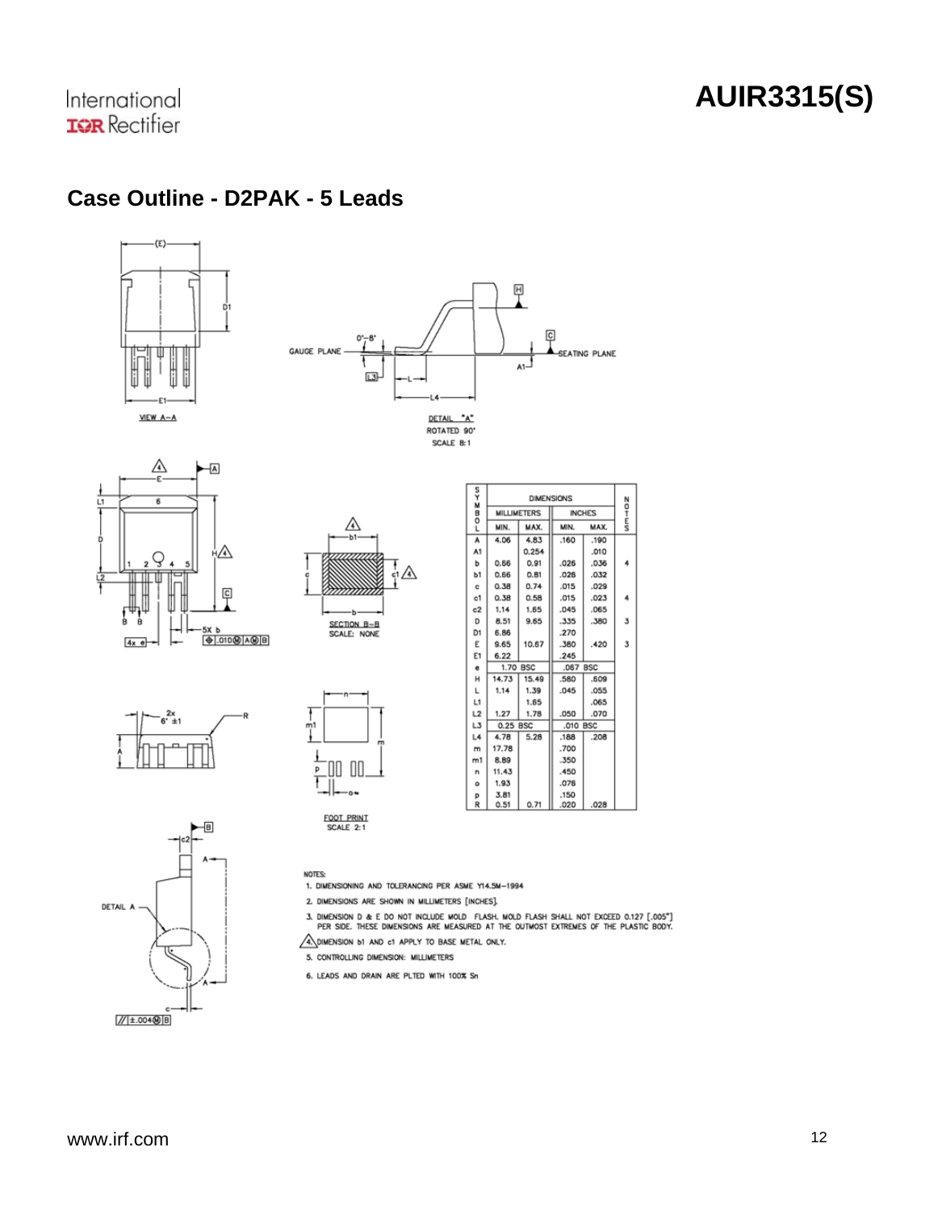## Case Outline - D2PAK - 5 Leads

| SYMBOL | DIMENSIONS | | | | NOTES |
|---|---|---|---|---|---|
| | MILLIMETERS | | INCHES | | |
| | MIN. | MAX. | MIN. | MAX. | |
| A | 4.06 | 4.83 | .160 | .190 | |
| A1 | | 0.254 | | .010 | |
| b | 0.66 | 0.91 | .026 | .036 | 4 |
| b1 | 0.66 | 0.81 | .026 | .032 | |
| c | 0.38 | 0.74 | .015 | .029 | |
| c1 | 0.38 | 0.58 | .015 | .023 | 4 |
| c2 | 1.14 | 1.65 | .045 | .065 | |
| D | 8.51 | 9.65 | .335 | .380 | 3 |
| D1 | 6.86 | | .270 | | |
| E | 9.65 | 10.67 | .380 | .420 | 3 |
| E1 | 6.22 | | .245 | | |
| e | 1.70 BSC | | .067 BSC | | |
| H | 14.73 | 15.49 | .580 | .609 | |
| L | 1.14 | 1.39 | .045 | .055 | |
| L1 | | 1.65 | | .065 | |
| L2 | 1.27 | 1.78 | .050 | .070 | |
| L3 | 0.25 BSC | | .010 BSC | | |
| L4 | 4.78 | 5.28 | .188 | .208 | |
| m | 17.78 | | .700 | | |
| m1 | 8.89 | | .350 | | |
| n | 11.43 | | .450 | | |
| o | 1.93 | | .076 | | |
| p | 3.81 | | .150 | | |
| R | 0.51 | 0.71 | .020 | .028 | |

NOTES:

1. DIMENSIONING AND TOLERANCING PER ASME Y14.5M–1994
2. DIMENSIONS ARE SHOWN IN MILLIMETERS [INCHES].
3. DIMENSION D & E DO NOT INCLUDE MOLD FLASH. MOLD FLASH SHALL NOT EXCEED 0.127 [.005"] PER SIDE. THESE DIMENSIONS ARE MEASURED AT THE OUTMOST EXTREMES OF THE PLASTIC BODY.
4. DIMENSION b1 AND c1 APPLY TO BASE METAL ONLY.
5. CONTROLLING DIMENSION: MILLIMETERS
6. LEADS AND DRAIN ARE PLTED WITH 100% Sn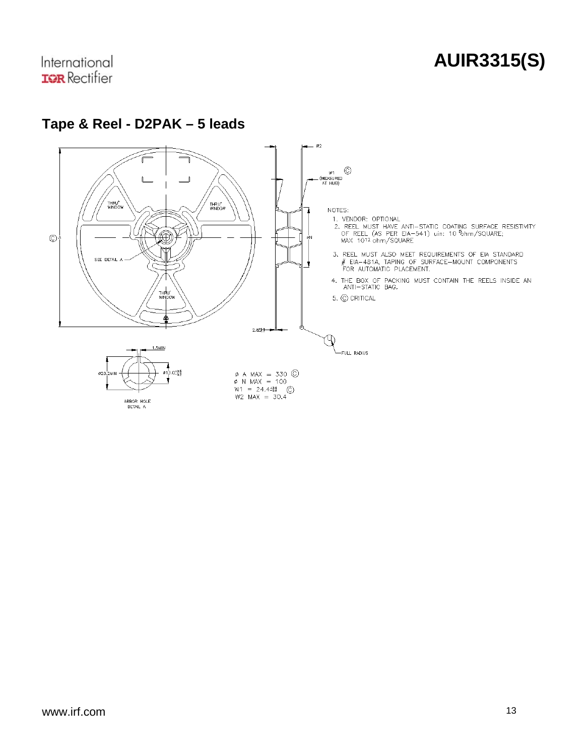## Tape & Reel - D2PAK – 5 leads

NOTES:

1. VENDOR: OPTIONAL
2. REEL MUST HAVE ANTI–STATIC COATING SURFACE RESISTIVITY OF REEL (AS PER EIA–541) uin: $10^{5}$ ohm/SQUARE; MAX $10^{12}$ ohm/SQUARE
3. REEL MUST ALSO MEET REQUIREMENTS OF EIA STANDARD # EIA–481A, TAPING OF SURFACE–MOUNT COMPONENTS FOR AUTOMATIC PLACEMENT.
4. THE BOX OF PACKING MUST CONTAIN THE REELS INSIDE AN ANTI–STATIC BAG.
5. Ⓒ CRITICAL

Ø A MAX = 330 Ⓒ
Ø N MAX = 100
W1 = 24.4 Ⓒ
W2 MAX = 30.4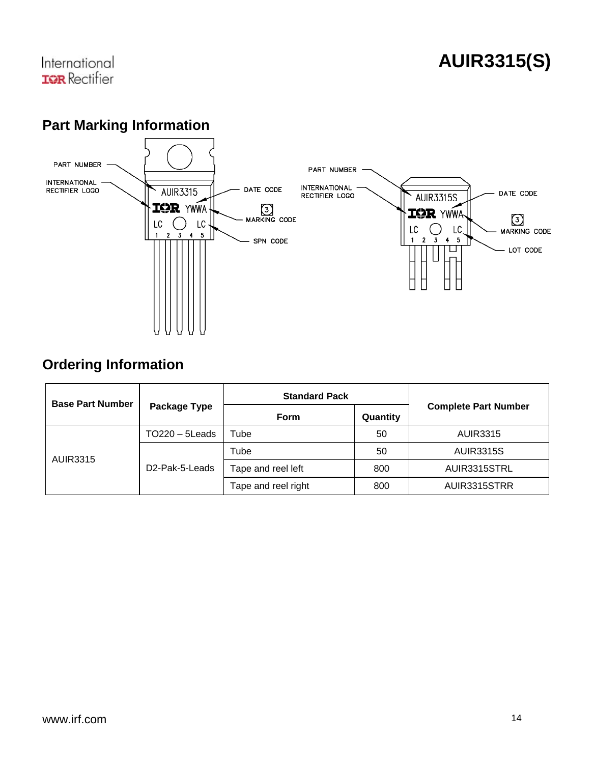## Part Marking Information

PART NUMBER

INTERNATIONAL RECTIFIER LOGO

AUIR3315

IOR YWWA

LC LC

1 2 3 4 5

DATE CODE

3 MARKING CODE

SPN CODE

PART NUMBER

INTERNATIONAL RECTIFIER LOGO

AUIR3315S

IOR YWWA

LC LC

1 2 3 4 5

DATE CODE

3 MARKING CODE

LOT CODE

## Ordering Information

| Base Part Number | Package Type | Standard Pack | | Complete Part Number |
|---|---|---|---|---|
| | | Form | Quantity | |
| AUIR3315 | TO220 – 5Leads | Tube | 50 | AUIR3315 |
| | D2-Pak-5-Leads | Tube | 50 | AUIR3315S |
| | | Tape and reel left | 800 | AUIR3315STRL |
| | | Tape and reel right | 800 | AUIR3315STRR |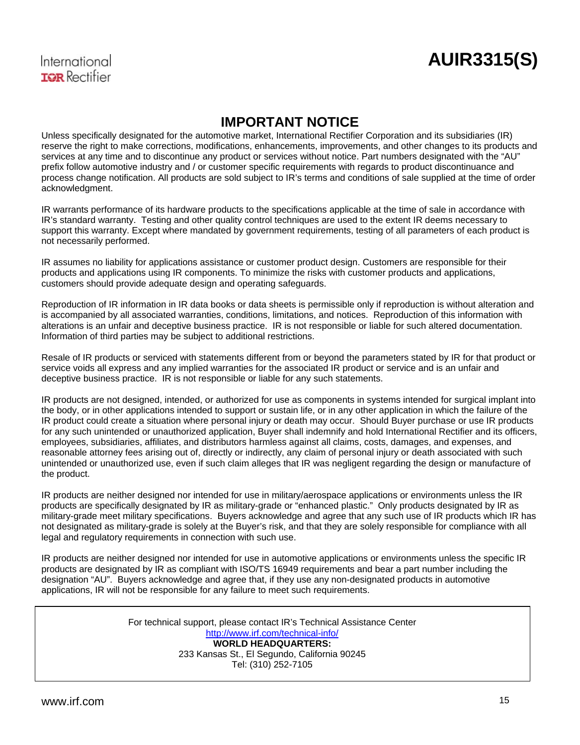# IMPORTANT NOTICE

Unless specifically designated for the automotive market, International Rectifier Corporation and its subsidiaries (IR) reserve the right to make corrections, modifications, enhancements, improvements, and other changes to its products and services at any time and to discontinue any product or services without notice. Part numbers designated with the "AU" prefix follow automotive industry and / or customer specific requirements with regards to product discontinuance and process change notification. All products are sold subject to IR's terms and conditions of sale supplied at the time of order acknowledgment.

IR warrants performance of its hardware products to the specifications applicable at the time of sale in accordance with IR's standard warranty. Testing and other quality control techniques are used to the extent IR deems necessary to support this warranty. Except where mandated by government requirements, testing of all parameters of each product is not necessarily performed.

IR assumes no liability for applications assistance or customer product design. Customers are responsible for their products and applications using IR components. To minimize the risks with customer products and applications, customers should provide adequate design and operating safeguards.

Reproduction of IR information in IR data books or data sheets is permissible only if reproduction is without alteration and is accompanied by all associated warranties, conditions, limitations, and notices. Reproduction of this information with alterations is an unfair and deceptive business practice. IR is not responsible or liable for such altered documentation. Information of third parties may be subject to additional restrictions.

Resale of IR products or serviced with statements different from or beyond the parameters stated by IR for that product or service voids all express and any implied warranties for the associated IR product or service and is an unfair and deceptive business practice. IR is not responsible or liable for any such statements.

IR products are not designed, intended, or authorized for use as components in systems intended for surgical implant into the body, or in other applications intended to support or sustain life, or in any other application in which the failure of the IR product could create a situation where personal injury or death may occur. Should Buyer purchase or use IR products for any such unintended or unauthorized application, Buyer shall indemnify and hold International Rectifier and its officers, employees, subsidiaries, affiliates, and distributors harmless against all claims, costs, damages, and expenses, and reasonable attorney fees arising out of, directly or indirectly, any claim of personal injury or death associated with such unintended or unauthorized use, even if such claim alleges that IR was negligent regarding the design or manufacture of the product.

IR products are neither designed nor intended for use in military/aerospace applications or environments unless the IR products are specifically designated by IR as military-grade or "enhanced plastic." Only products designated by IR as military-grade meet military specifications. Buyers acknowledge and agree that any such use of IR products which IR has not designated as military-grade is solely at the Buyer's risk, and that they are solely responsible for compliance with all legal and regulatory requirements in connection with such use.

IR products are neither designed nor intended for use in automotive applications or environments unless the specific IR products are designated by IR as compliant with ISO/TS 16949 requirements and bear a part number including the designation "AU". Buyers acknowledge and agree that, if they use any non-designated products in automotive applications, IR will not be responsible for any failure to meet such requirements.

For technical support, please contact IR's Technical Assistance Center
http://www.irf.com/technical-info/
**WORLD HEADQUARTERS:**
233 Kansas St., El Segundo, California 90245
Tel: (310) 252-7105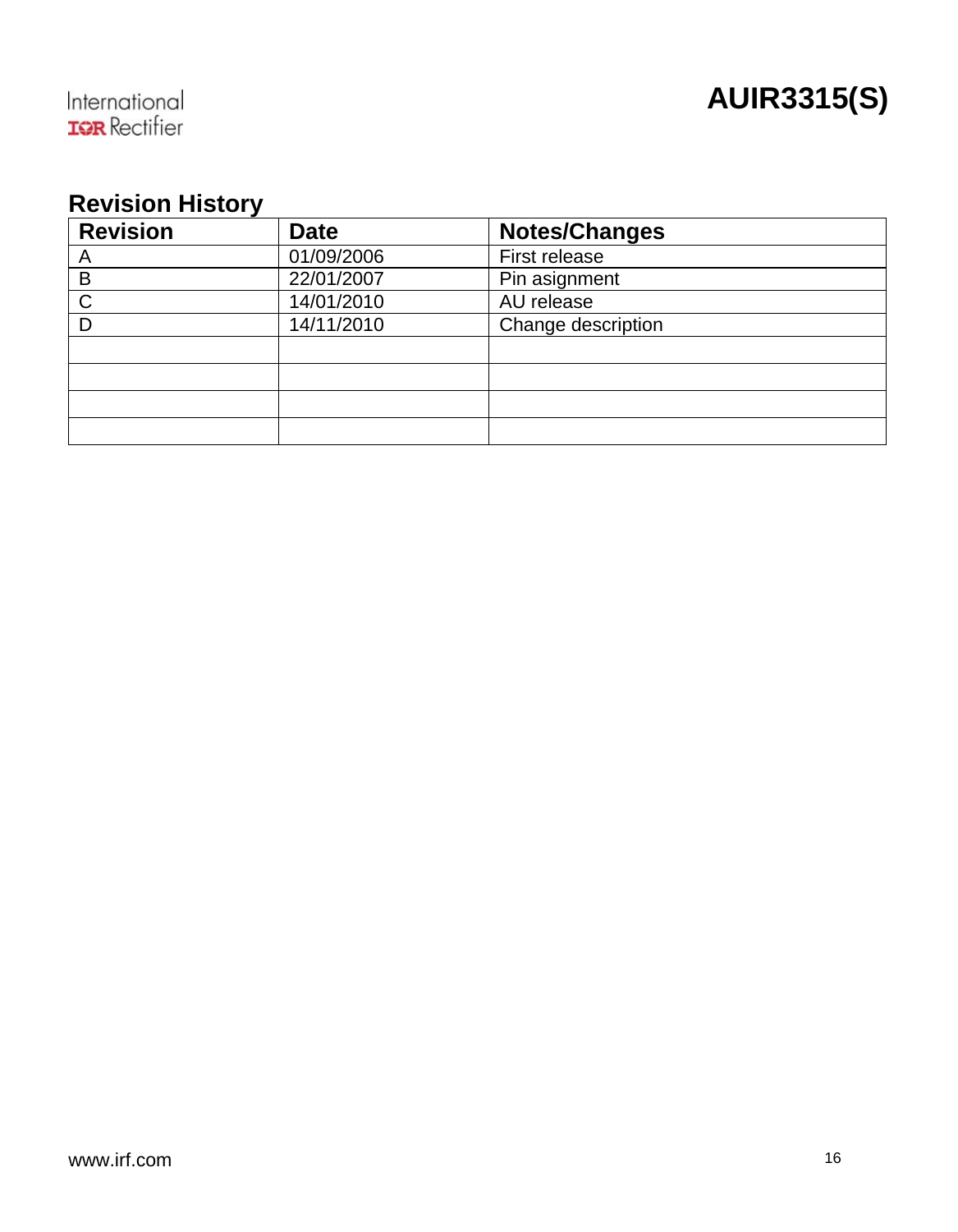## Revision History

| Revision | Date | Notes/Changes |
|---|---|---|
| A | 01/09/2006 | First release |
| B | 22/01/2007 | Pin asignment |
| C | 14/01/2010 | AU release |
| D | 14/11/2010 | Change description |
| | | |
| | | |
| | | |
| | | |